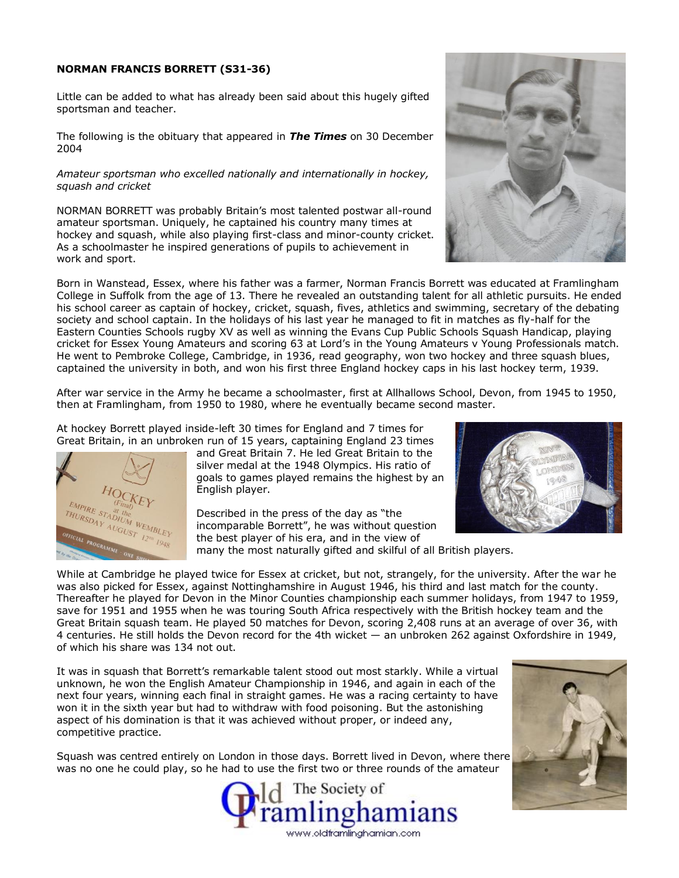**NORMAN FRANCIS BORRETT (S31-36)**

Little can be added to what has already been said about this hugely gifted sportsman and teacher.

The following is the obituary that appeared in ***The Times*** on 30 December 2004

*Amateur sportsman who excelled nationally and internationally in hockey, squash and cricket*

NORMAN BORRETT was probably Britain's most talented postwar all-round amateur sportsman. Uniquely, he captained his country many times at hockey and squash, while also playing first-class and minor-county cricket. As a schoolmaster he inspired generations of pupils to achievement in work and sport.

Born in Wanstead, Essex, where his father was a farmer, Norman Francis Borrett was educated at Framlingham College in Suffolk from the age of 13. There he revealed an outstanding talent for all athletic pursuits. He ended his school career as captain of hockey, cricket, squash, fives, athletics and swimming, secretary of the debating society and school captain. In the holidays of his last year he managed to fit in matches as fly-half for the Eastern Counties Schools rugby XV as well as winning the Evans Cup Public Schools Squash Handicap, playing cricket for Essex Young Amateurs and scoring 63 at Lord's in the Young Amateurs v Young Professionals match. He went to Pembroke College, Cambridge, in 1936, read geography, won two hockey and three squash blues, captained the university in both, and won his first three England hockey caps in his last hockey term, 1939.

After war service in the Army he became a schoolmaster, first at Allhallows School, Devon, from 1945 to 1950, then at Framlingham, from 1950 to 1980, where he eventually became second master.

At hockey Borrett played inside-left 30 times for England and 7 times for Great Britain, in an unbroken run of 15 years, captaining England 23 times and Great Britain 7. He led Great Britain to the silver medal at the 1948 Olympics. His ratio of goals to games played remains the highest by an English player.

Described in the press of the day as "the incomparable Borrett", he was without question the best player of his era, and in the view of many the most naturally gifted and skilful of all British players.

While at Cambridge he played twice for Essex at cricket, but not, strangely, for the university. After the war he was also picked for Essex, against Nottinghamshire in August 1946, his third and last match for the county. Thereafter he played for Devon in the Minor Counties championship each summer holidays, from 1947 to 1959, save for 1951 and 1955 when he was touring South Africa respectively with the British hockey team and the Great Britain squash team. He played 50 matches for Devon, scoring 2,408 runs at an average of over 36, with 4 centuries. He still holds the Devon record for the 4th wicket — an unbroken 262 against Oxfordshire in 1949, of which his share was 134 not out.

It was in squash that Borrett's remarkable talent stood out most starkly. While a virtual unknown, he won the English Amateur Championship in 1946, and again in each of the next four years, winning each final in straight games. He was a racing certainty to have won it in the sixth year but had to withdraw with food poisoning. But the astonishing aspect of his domination is that it was achieved without proper, or indeed any, competitive practice.

Squash was centred entirely on London in those days. Borrett lived in Devon, where there was no one he could play, so he had to use the first two or three rounds of the amateur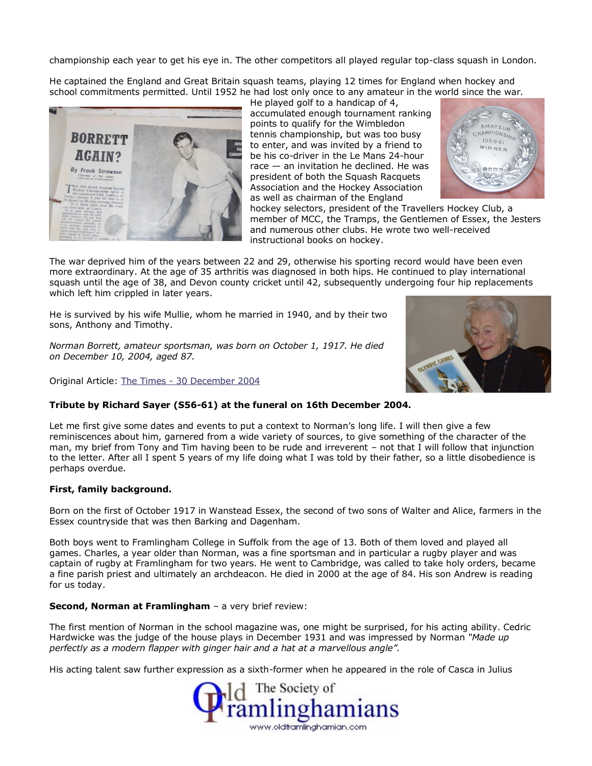championship each year to get his eye in. The other competitors all played regular top-class squash in London.

He captained the England and Great Britain squash teams, playing 12 times for England when hockey and school commitments permitted. Until 1952 he had lost only once to any amateur in the world since the war. He played golf to a handicap of 4, accumulated enough tournament ranking points to qualify for the Wimbledon tennis championship, but was too busy to enter, and was invited by a friend to be his co-driver in the Le Mans 24-hour race — an invitation he declined. He was president of both the Squash Racquets Association and the Hockey Association as well as chairman of the England hockey selectors, president of the Travellers Hockey Club, a member of MCC, the Tramps, the Gentlemen of Essex, the Jesters and numerous other clubs. He wrote two well-received instructional books on hockey.

The war deprived him of the years between 22 and 29, otherwise his sporting record would have been even more extraordinary. At the age of 35 arthritis was diagnosed in both hips. He continued to play international squash until the age of 38, and Devon county cricket until 42, subsequently undergoing four hip replacements which left him crippled in later years.

He is survived by his wife Mullie, whom he married in 1940, and by their two sons, Anthony and Timothy.

*Norman Borrett, amateur sportsman, was born on October 1, 1917. He died on December 10, 2004, aged 87.*

Original Article: The Times - 30 December 2004

**Tribute by Richard Sayer (S56-61) at the funeral on 16th December 2004.**

Let me first give some dates and events to put a context to Norman's long life. I will then give a few reminiscences about him, garnered from a wide variety of sources, to give something of the character of the man, my brief from Tony and Tim having been to be rude and irreverent – not that I will follow that injunction to the letter. After all I spent 5 years of my life doing what I was told by their father, so a little disobedience is perhaps overdue.

**First, family background.**

Born on the first of October 1917 in Wanstead Essex, the second of two sons of Walter and Alice, farmers in the Essex countryside that was then Barking and Dagenham.

Both boys went to Framlingham College in Suffolk from the age of 13. Both of them loved and played all games. Charles, a year older than Norman, was a fine sportsman and in particular a rugby player and was captain of rugby at Framlingham for two years. He went to Cambridge, was called to take holy orders, became a fine parish priest and ultimately an archdeacon. He died in 2000 at the age of 84. His son Andrew is reading for us today.

**Second, Norman at Framlingham** – a very brief review:

The first mention of Norman in the school magazine was, one might be surprised, for his acting ability. Cedric Hardwicke was the judge of the house plays in December 1931 and was impressed by Norman *"Made up perfectly as a modern flapper with ginger hair and a hat at a marvellous angle".*

His acting talent saw further expression as a sixth-former when he appeared in the role of Casca in Julius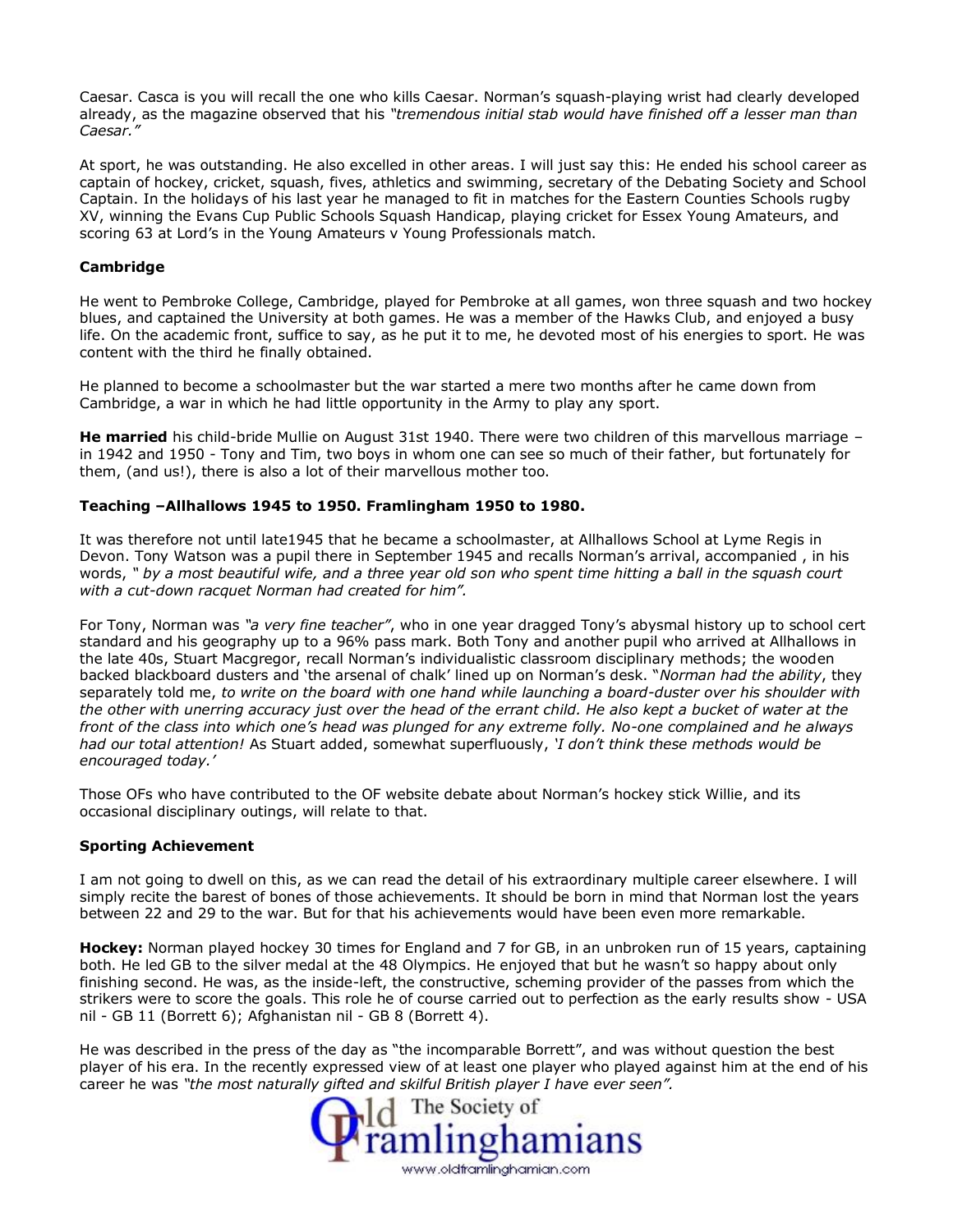Caesar. Casca is you will recall the one who kills Caesar. Norman's squash-playing wrist had clearly developed already, as the magazine observed that his *"tremendous initial stab would have finished off a lesser man than Caesar."*

At sport, he was outstanding. He also excelled in other areas. I will just say this: He ended his school career as captain of hockey, cricket, squash, fives, athletics and swimming, secretary of the Debating Society and School Captain. In the holidays of his last year he managed to fit in matches for the Eastern Counties Schools rugby XV, winning the Evans Cup Public Schools Squash Handicap, playing cricket for Essex Young Amateurs, and scoring 63 at Lord's in the Young Amateurs v Young Professionals match.

**Cambridge**

He went to Pembroke College, Cambridge, played for Pembroke at all games, won three squash and two hockey blues, and captained the University at both games. He was a member of the Hawks Club, and enjoyed a busy life. On the academic front, suffice to say, as he put it to me, he devoted most of his energies to sport. He was content with the third he finally obtained.

He planned to become a schoolmaster but the war started a mere two months after he came down from Cambridge, a war in which he had little opportunity in the Army to play any sport.

**He married** his child-bride Mullie on August 31st 1940. There were two children of this marvellous marriage – in 1942 and 1950 - Tony and Tim, two boys in whom one can see so much of their father, but fortunately for them, (and us!), there is also a lot of their marvellous mother too.

**Teaching –Allhallows 1945 to 1950. Framlingham 1950 to 1980.**

It was therefore not until late1945 that he became a schoolmaster, at Allhallows School at Lyme Regis in Devon. Tony Watson was a pupil there in September 1945 and recalls Norman's arrival, accompanied , in his words, " *by a most beautiful wife, and a three year old son who spent time hitting a ball in the squash court with a cut-down racquet Norman had created for him".*

For Tony, Norman was *"a very fine teacher"*, who in one year dragged Tony's abysmal history up to school cert standard and his geography up to a 96% pass mark. Both Tony and another pupil who arrived at Allhallows in the late 40s, Stuart Macgregor, recall Norman's individualistic classroom disciplinary methods; the wooden backed blackboard dusters and 'the arsenal of chalk' lined up on Norman's desk. "*Norman had the ability*, they separately told me, *to write on the board with one hand while launching a board-duster over his shoulder with the other with unerring accuracy just over the head of the errant child. He also kept a bucket of water at the front of the class into which one's head was plunged for any extreme folly. No-one complained and he always had our total attention!* As Stuart added, somewhat superfluously, *'I don't think these methods would be encouraged today.'*

Those OFs who have contributed to the OF website debate about Norman's hockey stick Willie, and its occasional disciplinary outings, will relate to that.

**Sporting Achievement**

I am not going to dwell on this, as we can read the detail of his extraordinary multiple career elsewhere. I will simply recite the barest of bones of those achievements. It should be born in mind that Norman lost the years between 22 and 29 to the war. But for that his achievements would have been even more remarkable.

**Hockey:** Norman played hockey 30 times for England and 7 for GB, in an unbroken run of 15 years, captaining both. He led GB to the silver medal at the 48 Olympics. He enjoyed that but he wasn't so happy about only finishing second. He was, as the inside-left, the constructive, scheming provider of the passes from which the strikers were to score the goals. This role he of course carried out to perfection as the early results show - USA nil - GB 11 (Borrett 6); Afghanistan nil - GB 8 (Borrett 4).

He was described in the press of the day as "the incomparable Borrett", and was without question the best player of his era. In the recently expressed view of at least one player who played against him at the end of his career he was *"the most naturally gifted and skilful British player I have ever seen".*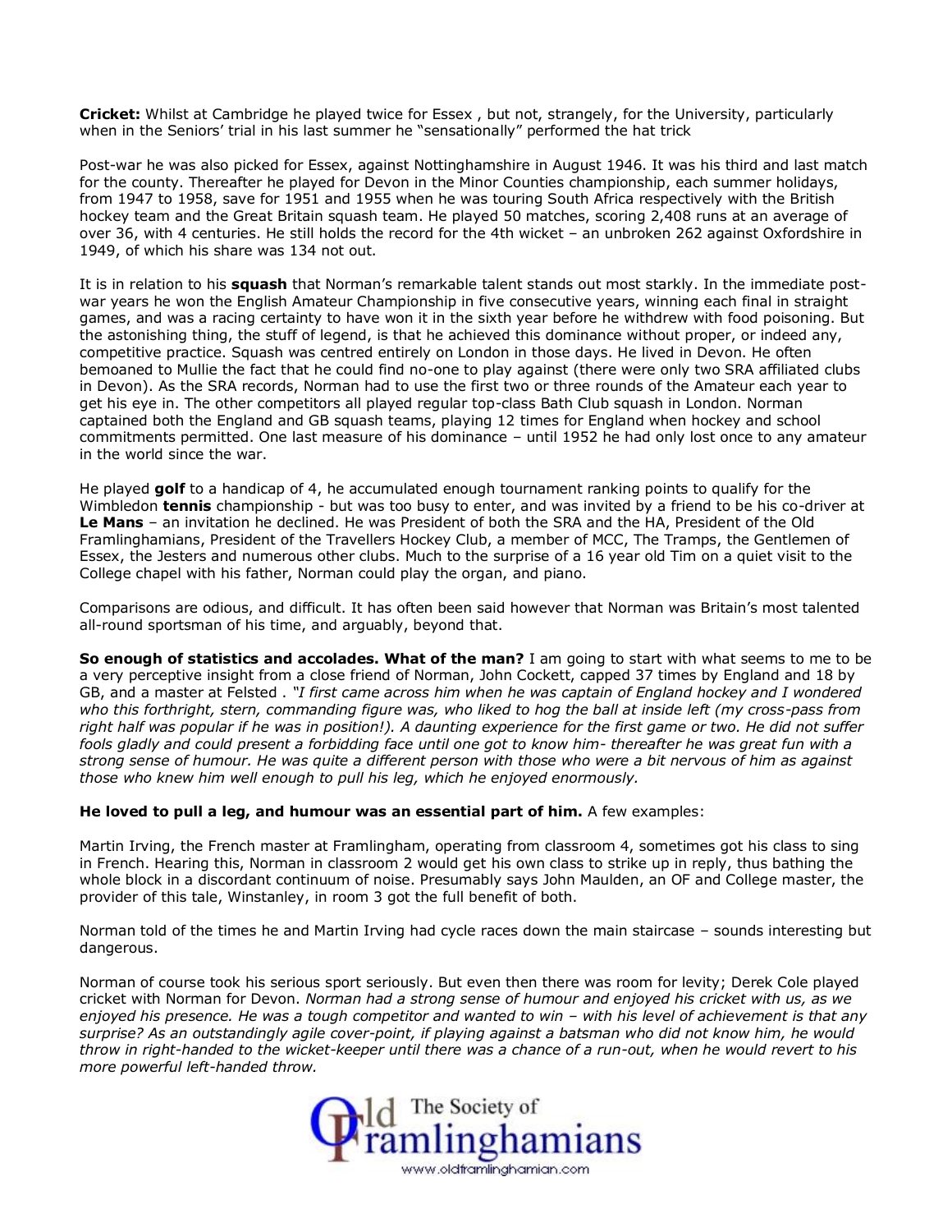**Cricket:** Whilst at Cambridge he played twice for Essex , but not, strangely, for the University, particularly when in the Seniors' trial in his last summer he "sensationally" performed the hat trick

Post-war he was also picked for Essex, against Nottinghamshire in August 1946. It was his third and last match for the county. Thereafter he played for Devon in the Minor Counties championship, each summer holidays, from 1947 to 1958, save for 1951 and 1955 when he was touring South Africa respectively with the British hockey team and the Great Britain squash team. He played 50 matches, scoring 2,408 runs at an average of over 36, with 4 centuries. He still holds the record for the 4th wicket – an unbroken 262 against Oxfordshire in 1949, of which his share was 134 not out.

It is in relation to his **squash** that Norman's remarkable talent stands out most starkly. In the immediate post-war years he won the English Amateur Championship in five consecutive years, winning each final in straight games, and was a racing certainty to have won it in the sixth year before he withdrew with food poisoning. But the astonishing thing, the stuff of legend, is that he achieved this dominance without proper, or indeed any, competitive practice. Squash was centred entirely on London in those days. He lived in Devon. He often bemoaned to Mullie the fact that he could find no-one to play against (there were only two SRA affiliated clubs in Devon). As the SRA records, Norman had to use the first two or three rounds of the Amateur each year to get his eye in. The other competitors all played regular top-class Bath Club squash in London. Norman captained both the England and GB squash teams, playing 12 times for England when hockey and school commitments permitted. One last measure of his dominance – until 1952 he had only lost once to any amateur in the world since the war.

He played **golf** to a handicap of 4, he accumulated enough tournament ranking points to qualify for the Wimbledon **tennis** championship - but was too busy to enter, and was invited by a friend to be his co-driver at **Le Mans** – an invitation he declined. He was President of both the SRA and the HA, President of the Old Framlinghamians, President of the Travellers Hockey Club, a member of MCC, The Tramps, the Gentlemen of Essex, the Jesters and numerous other clubs. Much to the surprise of a 16 year old Tim on a quiet visit to the College chapel with his father, Norman could play the organ, and piano.

Comparisons are odious, and difficult. It has often been said however that Norman was Britain's most talented all-round sportsman of his time, and arguably, beyond that.

**So enough of statistics and accolades. What of the man?** I am going to start with what seems to me to be a very perceptive insight from a close friend of Norman, John Cockett, capped 37 times by England and 18 by GB, and a master at Felsted . *"I first came across him when he was captain of England hockey and I wondered who this forthright, stern, commanding figure was, who liked to hog the ball at inside left (my cross-pass from right half was popular if he was in position!). A daunting experience for the first game or two. He did not suffer fools gladly and could present a forbidding face until one got to know him- thereafter he was great fun with a strong sense of humour. He was quite a different person with those who were a bit nervous of him as against those who knew him well enough to pull his leg, which he enjoyed enormously.*

**He loved to pull a leg, and humour was an essential part of him.** A few examples:

Martin Irving, the French master at Framlingham, operating from classroom 4, sometimes got his class to sing in French. Hearing this, Norman in classroom 2 would get his own class to strike up in reply, thus bathing the whole block in a discordant continuum of noise. Presumably says John Maulden, an OF and College master, the provider of this tale, Winstanley, in room 3 got the full benefit of both.

Norman told of the times he and Martin Irving had cycle races down the main staircase – sounds interesting but dangerous.

Norman of course took his serious sport seriously. But even then there was room for levity; Derek Cole played cricket with Norman for Devon. *Norman had a strong sense of humour and enjoyed his cricket with us, as we enjoyed his presence. He was a tough competitor and wanted to win – with his level of achievement is that any surprise? As an outstandingly agile cover-point, if playing against a batsman who did not know him, he would throw in right-handed to the wicket-keeper until there was a chance of a run-out, when he would revert to his more powerful left-handed throw.*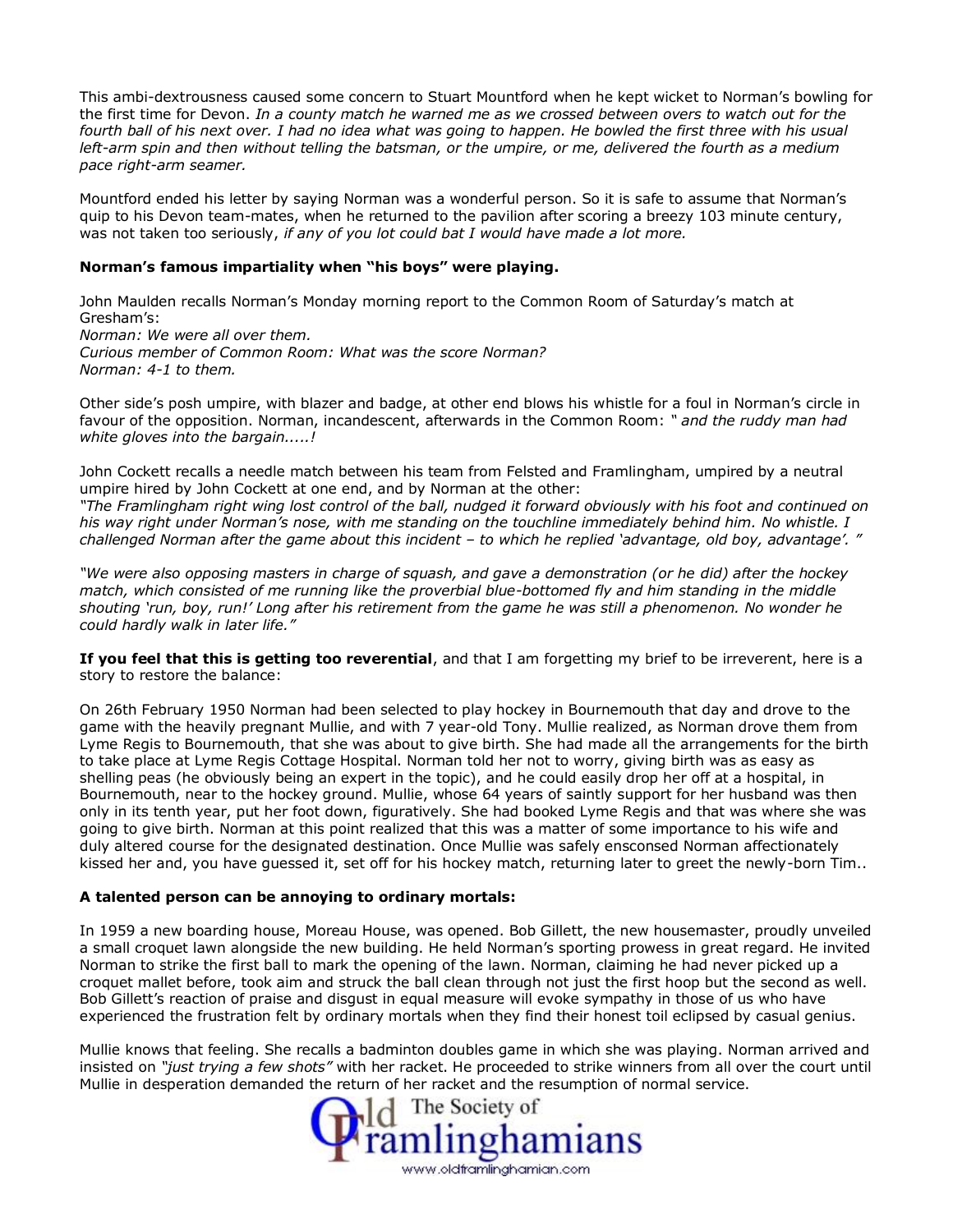This ambi-dextrousness caused some concern to Stuart Mountford when he kept wicket to Norman's bowling for the first time for Devon. *In a county match he warned me as we crossed between overs to watch out for the fourth ball of his next over. I had no idea what was going to happen. He bowled the first three with his usual left-arm spin and then without telling the batsman, or the umpire, or me, delivered the fourth as a medium pace right-arm seamer.*

Mountford ended his letter by saying Norman was a wonderful person. So it is safe to assume that Norman's quip to his Devon team-mates, when he returned to the pavilion after scoring a breezy 103 minute century, was not taken too seriously, *if any of you lot could bat I would have made a lot more.*

**Norman's famous impartiality when "his boys" were playing.**

John Maulden recalls Norman's Monday morning report to the Common Room of Saturday's match at Gresham's:
*Norman: We were all over them.*
*Curious member of Common Room: What was the score Norman?*
*Norman: 4-1 to them.*

Other side's posh umpire, with blazer and badge, at other end blows his whistle for a foul in Norman's circle in favour of the opposition. Norman, incandescent, afterwards in the Common Room: *" and the ruddy man had white gloves into the bargain.....!*

John Cockett recalls a needle match between his team from Felsted and Framlingham, umpired by a neutral umpire hired by John Cockett at one end, and by Norman at the other:
*"The Framlingham right wing lost control of the ball, nudged it forward obviously with his foot and continued on his way right under Norman's nose, with me standing on the touchline immediately behind him. No whistle. I challenged Norman after the game about this incident – to which he replied 'advantage, old boy, advantage'. "*

*"We were also opposing masters in charge of squash, and gave a demonstration (or he did) after the hockey match, which consisted of me running like the proverbial blue-bottomed fly and him standing in the middle shouting 'run, boy, run!' Long after his retirement from the game he was still a phenomenon. No wonder he could hardly walk in later life."*

**If you feel that this is getting too reverential**, and that I am forgetting my brief to be irreverent, here is a story to restore the balance:

On 26th February 1950 Norman had been selected to play hockey in Bournemouth that day and drove to the game with the heavily pregnant Mullie, and with 7 year-old Tony. Mullie realized, as Norman drove them from Lyme Regis to Bournemouth, that she was about to give birth. She had made all the arrangements for the birth to take place at Lyme Regis Cottage Hospital. Norman told her not to worry, giving birth was as easy as shelling peas (he obviously being an expert in the topic), and he could easily drop her off at a hospital, in Bournemouth, near to the hockey ground. Mullie, whose 64 years of saintly support for her husband was then only in its tenth year, put her foot down, figuratively. She had booked Lyme Regis and that was where she was going to give birth. Norman at this point realized that this was a matter of some importance to his wife and duly altered course for the designated destination. Once Mullie was safely ensconsed Norman affectionately kissed her and, you have guessed it, set off for his hockey match, returning later to greet the newly-born Tim..

**A talented person can be annoying to ordinary mortals:**

In 1959 a new boarding house, Moreau House, was opened. Bob Gillett, the new housemaster, proudly unveiled a small croquet lawn alongside the new building. He held Norman's sporting prowess in great regard. He invited Norman to strike the first ball to mark the opening of the lawn. Norman, claiming he had never picked up a croquet mallet before, took aim and struck the ball clean through not just the first hoop but the second as well. Bob Gillett's reaction of praise and disgust in equal measure will evoke sympathy in those of us who have experienced the frustration felt by ordinary mortals when they find their honest toil eclipsed by casual genius.

Mullie knows that feeling. She recalls a badminton doubles game in which she was playing. Norman arrived and insisted on *"just trying a few shots"* with her racket. He proceeded to strike winners from all over the court until Mullie in desperation demanded the return of her racket and the resumption of normal service.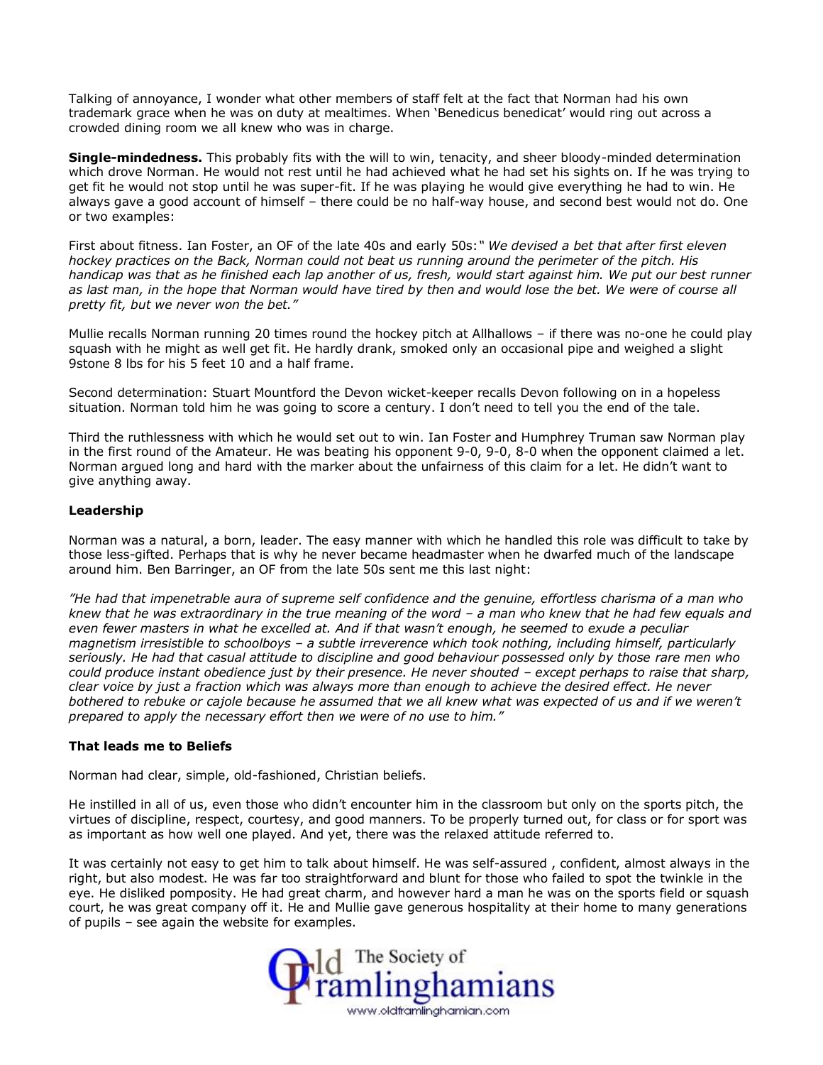Talking of annoyance, I wonder what other members of staff felt at the fact that Norman had his own trademark grace when he was on duty at mealtimes. When 'Benedicus benedicat' would ring out across a crowded dining room we all knew who was in charge.

**Single-mindedness.** This probably fits with the will to win, tenacity, and sheer bloody-minded determination which drove Norman. He would not rest until he had achieved what he had set his sights on. If he was trying to get fit he would not stop until he was super-fit. If he was playing he would give everything he had to win. He always gave a good account of himself – there could be no half-way house, and second best would not do. One or two examples:

First about fitness. Ian Foster, an OF of the late 40s and early 50s:" *We devised a bet that after first eleven hockey practices on the Back, Norman could not beat us running around the perimeter of the pitch. His handicap was that as he finished each lap another of us, fresh, would start against him. We put our best runner as last man, in the hope that Norman would have tired by then and would lose the bet. We were of course all pretty fit, but we never won the bet."*

Mullie recalls Norman running 20 times round the hockey pitch at Allhallows – if there was no-one he could play squash with he might as well get fit. He hardly drank, smoked only an occasional pipe and weighed a slight 9stone 8 lbs for his 5 feet 10 and a half frame.

Second determination: Stuart Mountford the Devon wicket-keeper recalls Devon following on in a hopeless situation. Norman told him he was going to score a century. I don't need to tell you the end of the tale.

Third the ruthlessness with which he would set out to win. Ian Foster and Humphrey Truman saw Norman play in the first round of the Amateur. He was beating his opponent 9-0, 9-0, 8-0 when the opponent claimed a let. Norman argued long and hard with the marker about the unfairness of this claim for a let. He didn't want to give anything away.

**Leadership**

Norman was a natural, a born, leader. The easy manner with which he handled this role was difficult to take by those less-gifted. Perhaps that is why he never became headmaster when he dwarfed much of the landscape around him. Ben Barringer, an OF from the late 50s sent me this last night:

*"He had that impenetrable aura of supreme self confidence and the genuine, effortless charisma of a man who knew that he was extraordinary in the true meaning of the word – a man who knew that he had few equals and even fewer masters in what he excelled at. And if that wasn't enough, he seemed to exude a peculiar magnetism irresistible to schoolboys – a subtle irreverence which took nothing, including himself, particularly seriously. He had that casual attitude to discipline and good behaviour possessed only by those rare men who could produce instant obedience just by their presence. He never shouted – except perhaps to raise that sharp, clear voice by just a fraction which was always more than enough to achieve the desired effect. He never bothered to rebuke or cajole because he assumed that we all knew what was expected of us and if we weren't prepared to apply the necessary effort then we were of no use to him."*

**That leads me to Beliefs**

Norman had clear, simple, old-fashioned, Christian beliefs.

He instilled in all of us, even those who didn't encounter him in the classroom but only on the sports pitch, the virtues of discipline, respect, courtesy, and good manners. To be properly turned out, for class or for sport was as important as how well one played. And yet, there was the relaxed attitude referred to.

It was certainly not easy to get him to talk about himself. He was self-assured , confident, almost always in the right, but also modest. He was far too straightforward and blunt for those who failed to spot the twinkle in the eye. He disliked pomposity. He had great charm, and however hard a man he was on the sports field or squash court, he was great company off it. He and Mullie gave generous hospitality at their home to many generations of pupils – see again the website for examples.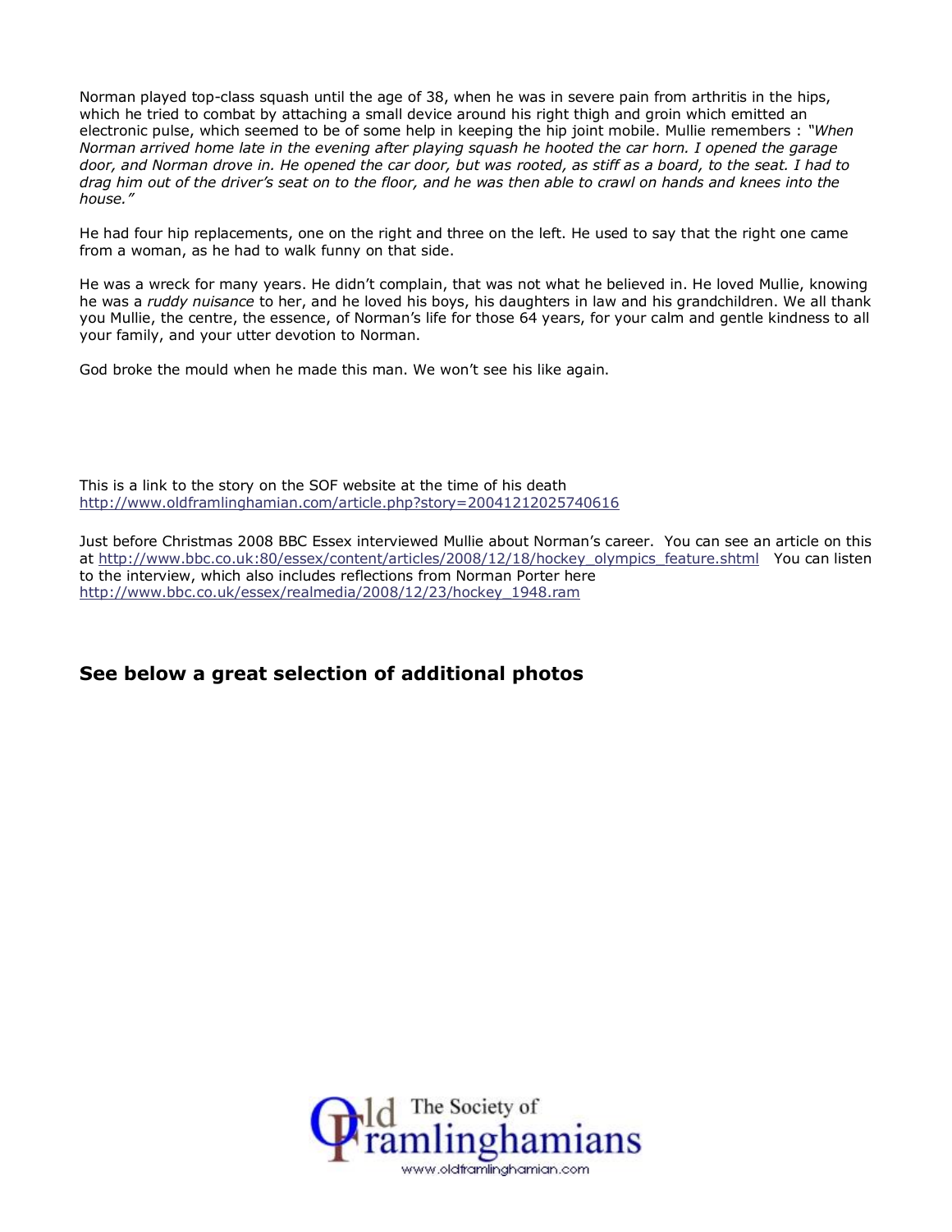Norman played top-class squash until the age of 38, when he was in severe pain from arthritis in the hips, which he tried to combat by attaching a small device around his right thigh and groin which emitted an electronic pulse, which seemed to be of some help in keeping the hip joint mobile. Mullie remembers : *"When Norman arrived home late in the evening after playing squash he hooted the car horn. I opened the garage door, and Norman drove in. He opened the car door, but was rooted, as stiff as a board, to the seat. I had to drag him out of the driver's seat on to the floor, and he was then able to crawl on hands and knees into the house."*

He had four hip replacements, one on the right and three on the left. He used to say that the right one came from a woman, as he had to walk funny on that side.

He was a wreck for many years. He didn't complain, that was not what he believed in. He loved Mullie, knowing he was a *ruddy nuisance* to her, and he loved his boys, his daughters in law and his grandchildren. We all thank you Mullie, the centre, the essence, of Norman's life for those 64 years, for your calm and gentle kindness to all your family, and your utter devotion to Norman.

God broke the mould when he made this man. We won't see his like again.

This is a link to the story on the SOF website at the time of his death
http://www.oldframlinghamian.com/article.php?story=20041212025740616

Just before Christmas 2008 BBC Essex interviewed Mullie about Norman's career. You can see an article on this at http://www.bbc.co.uk:80/essex/content/articles/2008/12/18/hockey_olympics_feature.shtml You can listen to the interview, which also includes reflections from Norman Porter here
http://www.bbc.co.uk/essex/realmedia/2008/12/23/hockey_1948.ram

## See below a great selection of additional photos

Old Framlinghamians The Society of
www.oldframlinghamian.com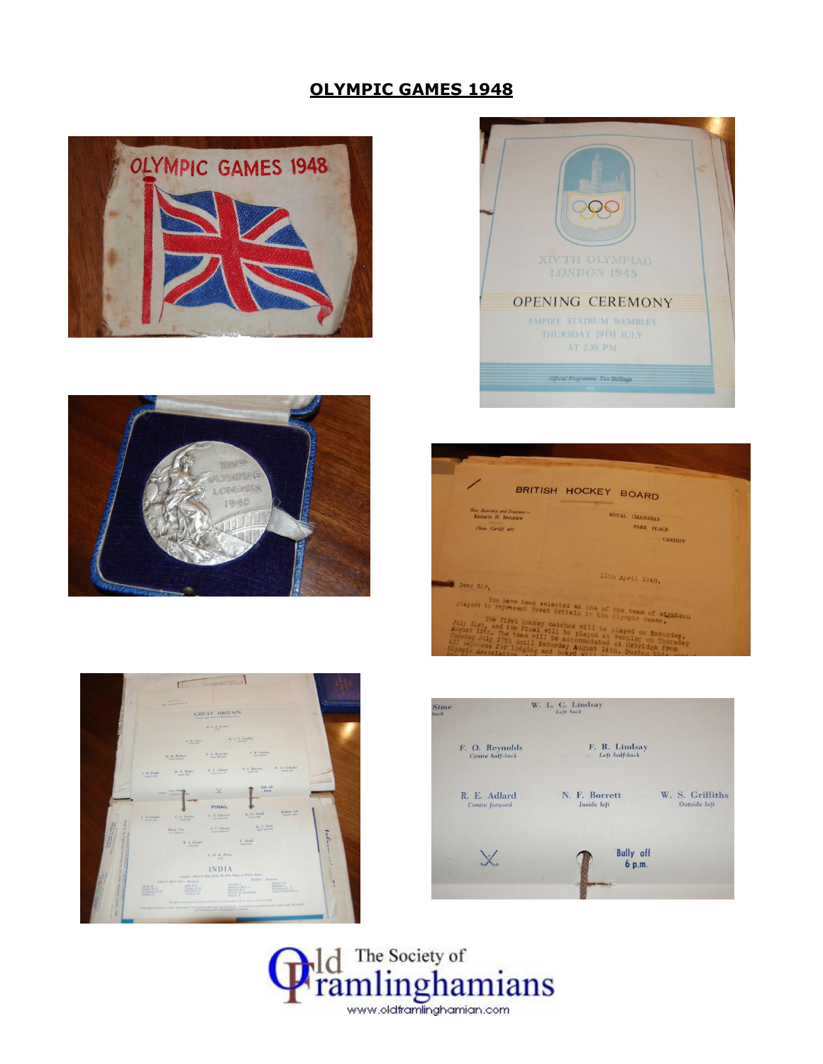## OLYMPIC GAMES 1948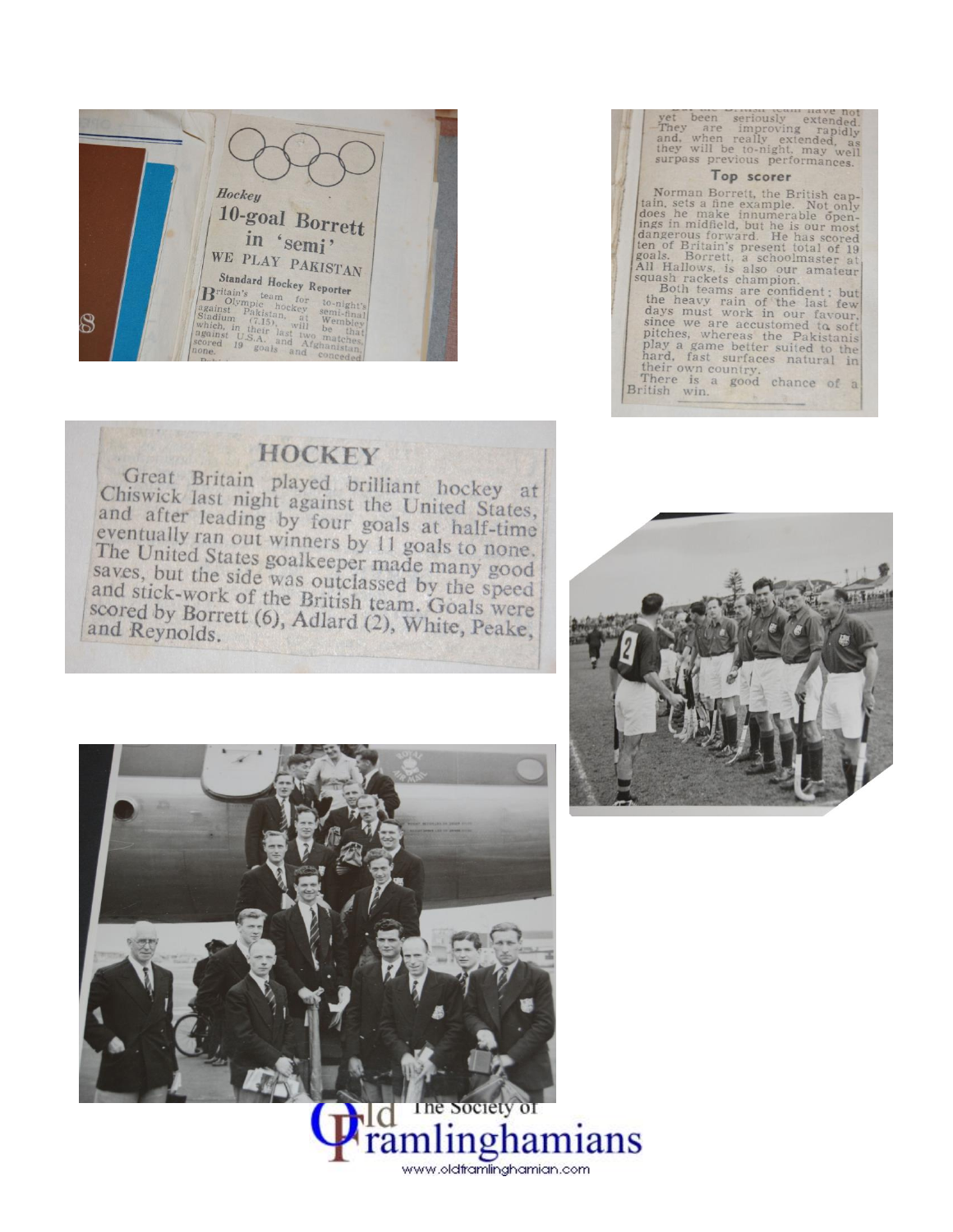*Hockey*

## 10-goal Borrett in 'semi'

### WE PLAY PAKISTAN

**Standard Hockey Reporter**

Britain's team for to-night's Olympic hockey semi-final against Pakistan, at Wembley Stadium (7.15), will be that which, in their last two matches, against U.S.A. and Afghanistan, scored 19 goals and conceded none.

...yet been seriously extended. They are improving rapidly and, when really extended, as they will be to-night, may well surpass previous performances.

### Top scorer

Norman Borrett, the British captain, sets a fine example. Not only does he make innumerable openings in midfield, but he is our most dangerous forward. He has scored ten of Britain's present total of 19 goals. Borrett, a schoolmaster at All Hallows, is also our amateur squash rackets champion.

Both teams are confident; but the heavy rain of the last few days must work in our favour, since we are accustomed to soft pitches, whereas the Pakistanis play a game better suited to the hard, fast surfaces natural in their own country.

There is a good chance of a British win.

## HOCKEY

Great Britain played brilliant hockey at Chiswick last night against the United States, and after leading by four goals at half-time eventually ran out winners by 11 goals to none. The United States goalkeeper made many good saves, but the side was outclassed by the speed and stick-work of the British team. Goals were scored by Borrett (6), Adlard (2), White, Peake, and Reynolds.

The Society of Old Framlinghamians
www.oldframlinghamian.com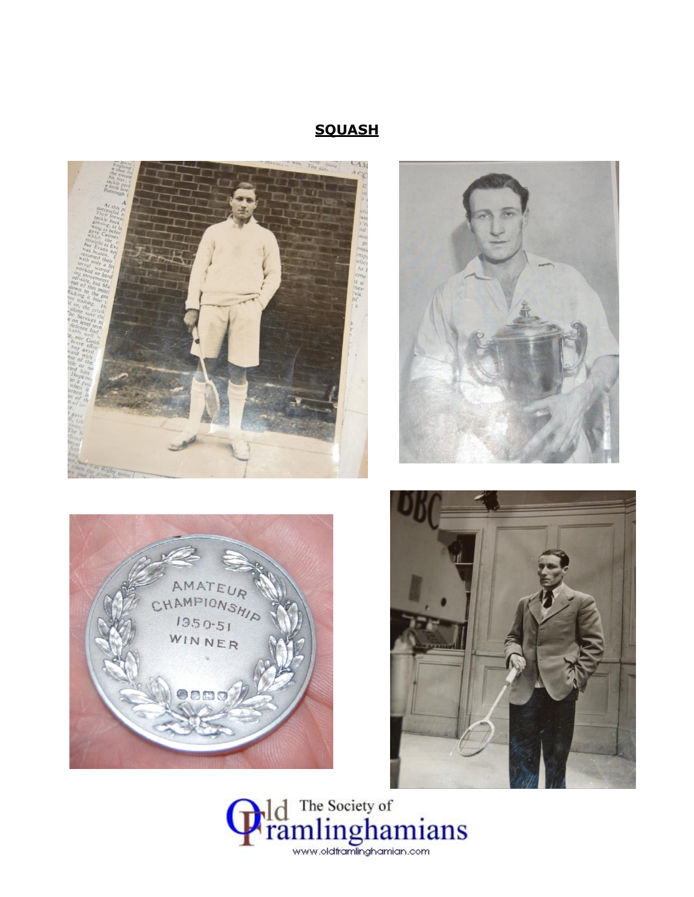## SQUASH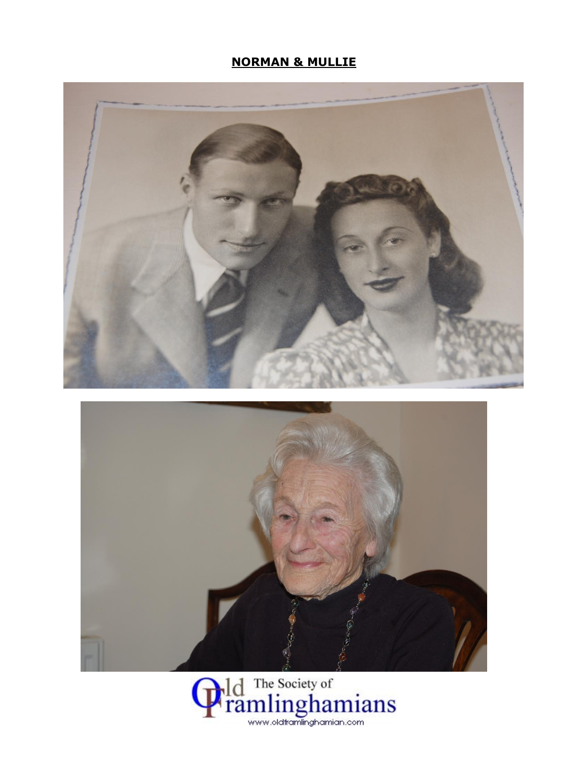**NORMAN & MULLIE**

The Society of Old Framlinghamians

www.oldframlinghamian.com